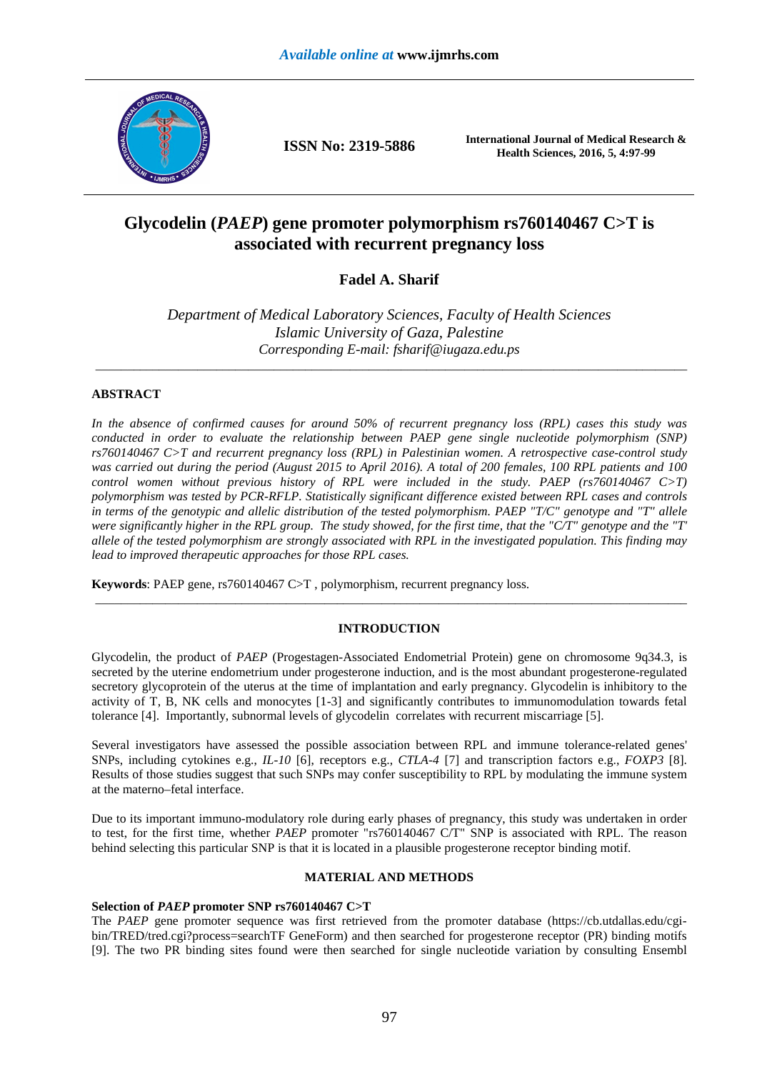# Glycodelin (*PAEP*) gene promoter polymorphism rs760140467 C>T is associated with recurrent pregnancy loss

**Fadel A. Sharif**

*Department of Medical Laboratory Sciences, Faculty of Health Sciences*
*Islamic University of Gaza, Palestine*
*Corresponding E-mail: fsharif@iugaza.edu.ps*

---

## ABSTRACT

*In the absence of confirmed causes for around 50% of recurrent pregnancy loss (RPL) cases this study was conducted in order to evaluate the relationship between PAEP gene single nucleotide polymorphism (SNP) rs760140467 C>T and recurrent pregnancy loss (RPL) in Palestinian women. A retrospective case-control study was carried out during the period (August 2015 to April 2016). A total of 200 females, 100 RPL patients and 100 control women without previous history of RPL were included in the study. PAEP (rs760140467 C>T) polymorphism was tested by PCR-RFLP. Statistically significant difference existed between RPL cases and controls in terms of the genotypic and allelic distribution of the tested polymorphism. PAEP "T/C" genotype and "T" allele were significantly higher in the RPL group. The study showed, for the first time, that the "C/T" genotype and the "T" allele of the tested polymorphism are strongly associated with RPL in the investigated population. This finding may lead to improved therapeutic approaches for those RPL cases.*

**Keywords**: PAEP gene, rs760140467 C>T , polymorphism, recurrent pregnancy loss.

---

## INTRODUCTION

Glycodelin, the product of *PAEP* (Progestagen-Associated Endometrial Protein) gene on chromosome 9q34.3, is secreted by the uterine endometrium under progesterone induction, and is the most abundant progesterone-regulated secretory glycoprotein of the uterus at the time of implantation and early pregnancy. Glycodelin is inhibitory to the activity of T, B, NK cells and monocytes [1-3] and significantly contributes to immunomodulation towards fetal tolerance [4]. Importantly, subnormal levels of glycodelin correlates with recurrent miscarriage [5].

Several investigators have assessed the possible association between RPL and immune tolerance-related genes' SNPs, including cytokines e.g., *IL-10* [6], receptors e.g., *CTLA-4* [7] and transcription factors e.g., *FOXP3* [8]. Results of those studies suggest that such SNPs may confer susceptibility to RPL by modulating the immune system at the materno–fetal interface.

Due to its important immuno-modulatory role during early phases of pregnancy, this study was undertaken in order to test, for the first time, whether *PAEP* promoter "rs760140467 C/T" SNP is associated with RPL. The reason behind selecting this particular SNP is that it is located in a plausible progesterone receptor binding motif.

## MATERIAL AND METHODS

### Selection of *PAEP* promoter SNP rs760140467 C>T

The *PAEP* gene promoter sequence was first retrieved from the promoter database (https://cb.utdallas.edu/cgi-bin/TRED/tred.cgi?process=searchTF GeneForm) and then searched for progesterone receptor (PR) binding motifs [9]. The two PR binding sites found were then searched for single nucleotide variation by consulting Ensembl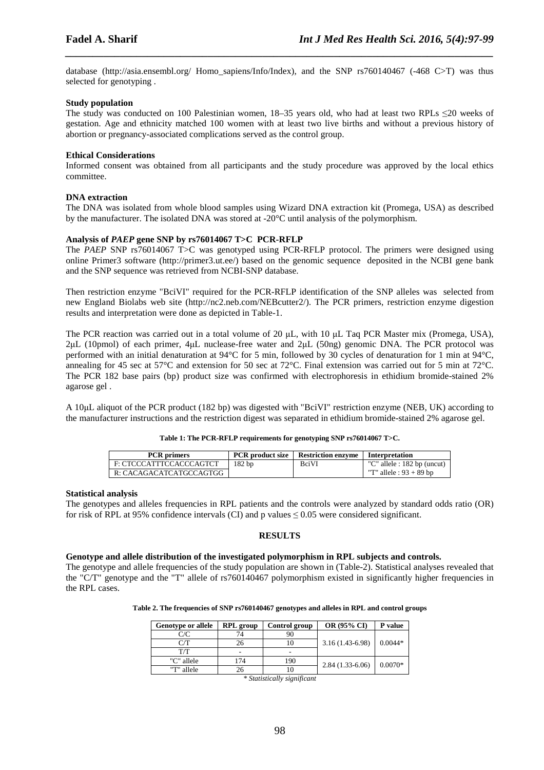database (http://asia.ensembl.org/ Homo_sapiens/Info/Index), and the SNP rs760140467 (-468 C>T) was thus selected for genotyping .

**Study population**

The study was conducted on 100 Palestinian women, 18–35 years old, who had at least two RPLs ≤20 weeks of gestation. Age and ethnicity matched 100 women with at least two live births and without a previous history of abortion or pregnancy-associated complications served as the control group.

**Ethical Considerations**

Informed consent was obtained from all participants and the study procedure was approved by the local ethics committee.

**DNA extraction**

The DNA was isolated from whole blood samples using Wizard DNA extraction kit (Promega, USA) as described by the manufacturer. The isolated DNA was stored at -20°C until analysis of the polymorphism.

**Analysis of *PAEP* gene SNP by rs76014067 T>C PCR-RFLP**

The *PAEP* SNP rs76014067 T>C was genotyped using PCR-RFLP protocol. The primers were designed using online Primer3 software (http://primer3.ut.ee/) based on the genomic sequence deposited in the NCBI gene bank and the SNP sequence was retrieved from NCBI-SNP database.

Then restriction enzyme "BciVI" required for the PCR-RFLP identification of the SNP alleles was selected from new England Biolabs web site (http://nc2.neb.com/NEBcutter2/). The PCR primers, restriction enzyme digestion results and interpretation were done as depicted in Table-1.

The PCR reaction was carried out in a total volume of 20 μL, with 10 μL Taq PCR Master mix (Promega, USA), 2μL (10pmol) of each primer, 4μL nuclease-free water and 2μL (50ng) genomic DNA. The PCR protocol was performed with an initial denaturation at 94°C for 5 min, followed by 30 cycles of denaturation for 1 min at 94°C, annealing for 45 sec at 57°C and extension for 50 sec at 72°C. Final extension was carried out for 5 min at 72°C. The PCR 182 base pairs (bp) product size was confirmed with electrophoresis in ethidium bromide-stained 2% agarose gel .

A 10μL aliquot of the PCR product (182 bp) was digested with "BciVI" restriction enzyme (NEB, UK) according to the manufacturer instructions and the restriction digest was separated in ethidium bromide-stained 2% agarose gel.

**Table 1: The PCR-RFLP requirements for genotyping SNP rs76014067 T>C.**

| PCR primers | PCR product size | Restriction enzyme | Interpretation |
|---|---|---|---|
| F: CTCCCATTTCCACCCAGTCT | 182 bp | BciVI | "C" allele : 182 bp (uncut) |
| R: CACAGACATCATGCCAGTGG | | | "T" allele : 93 + 89 bp |

**Statistical analysis**

The genotypes and alleles frequencies in RPL patients and the controls were analyzed by standard odds ratio (OR) for risk of RPL at 95% confidence intervals (CI) and p values ≤ 0.05 were considered significant.

## RESULTS

**Genotype and allele distribution of the investigated polymorphism in RPL subjects and controls.**

The genotype and allele frequencies of the study population are shown in (Table-2). Statistical analyses revealed that the "C/T" genotype and the "T" allele of rs760140467 polymorphism existed in significantly higher frequencies in the RPL cases.

**Table 2. The frequencies of SNP rs760140467 genotypes and alleles in RPL and control groups**

| Genotype or allele | RPL group | Control group | OR (95% CI) | P value |
|---|---|---|---|---|
| C/C | 74 | 90 | | |
| C/T | 26 | 10 | 3.16 (1.43-6.98) | 0.0044* |
| T/T | - | - | | |
| "C" allele | 174 | 190 | 2.84 (1.33-6.06) | 0.0070* |
| "T" allele | 26 | 10 | | |

*\* Statistically significant*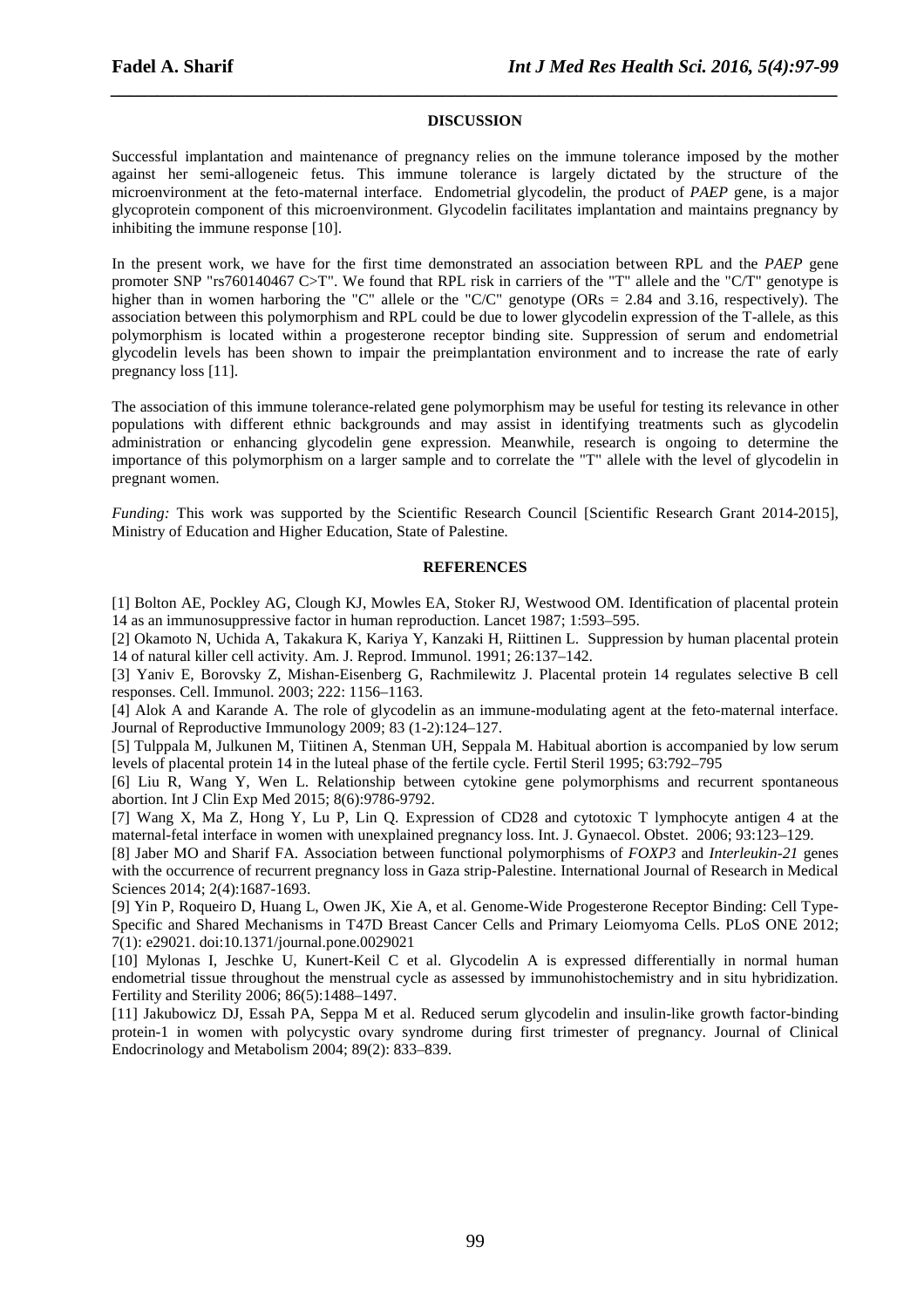## DISCUSSION

Successful implantation and maintenance of pregnancy relies on the immune tolerance imposed by the mother against her semi-allogeneic fetus. This immune tolerance is largely dictated by the structure of the microenvironment at the feto-maternal interface. Endometrial glycodelin, the product of *PAEP* gene, is a major glycoprotein component of this microenvironment. Glycodelin facilitates implantation and maintains pregnancy by inhibiting the immune response [10].

In the present work, we have for the first time demonstrated an association between RPL and the *PAEP* gene promoter SNP "rs760140467 C>T". We found that RPL risk in carriers of the "T" allele and the "C/T" genotype is higher than in women harboring the "C" allele or the "C/C" genotype (ORs = 2.84 and 3.16, respectively). The association between this polymorphism and RPL could be due to lower glycodelin expression of the T-allele, as this polymorphism is located within a progesterone receptor binding site. Suppression of serum and endometrial glycodelin levels has been shown to impair the preimplantation environment and to increase the rate of early pregnancy loss [11].

The association of this immune tolerance-related gene polymorphism may be useful for testing its relevance in other populations with different ethnic backgrounds and may assist in identifying treatments such as glycodelin administration or enhancing glycodelin gene expression. Meanwhile, research is ongoing to determine the importance of this polymorphism on a larger sample and to correlate the "T" allele with the level of glycodelin in pregnant women.

*Funding:* This work was supported by the Scientific Research Council [Scientific Research Grant 2014-2015], Ministry of Education and Higher Education, State of Palestine.

## REFERENCES

[1] Bolton AE, Pockley AG, Clough KJ, Mowles EA, Stoker RJ, Westwood OM. Identification of placental protein 14 as an immunosuppressive factor in human reproduction. Lancet 1987; 1:593–595.

[2] Okamoto N, Uchida A, Takakura K, Kariya Y, Kanzaki H, Riittinen L. Suppression by human placental protein 14 of natural killer cell activity. Am. J. Reprod. Immunol. 1991; 26:137–142.

[3] Yaniv E, Borovsky Z, Mishan-Eisenberg G, Rachmilewitz J. Placental protein 14 regulates selective B cell responses. Cell. Immunol. 2003; 222: 1156–1163.

[4] Alok A and Karande A. The role of glycodelin as an immune-modulating agent at the feto-maternal interface. Journal of Reproductive Immunology 2009; 83 (1-2):124–127.

[5] Tulppala M, Julkunen M, Tiitinen A, Stenman UH, Seppala M. Habitual abortion is accompanied by low serum levels of placental protein 14 in the luteal phase of the fertile cycle. Fertil Steril 1995; 63:792–795

[6] Liu R, Wang Y, Wen L. Relationship between cytokine gene polymorphisms and recurrent spontaneous abortion. Int J Clin Exp Med 2015; 8(6):9786-9792.

[7] Wang X, Ma Z, Hong Y, Lu P, Lin Q. Expression of CD28 and cytotoxic T lymphocyte antigen 4 at the maternal-fetal interface in women with unexplained pregnancy loss. Int. J. Gynaecol. Obstet. 2006; 93:123–129.

[8] Jaber MO and Sharif FA. Association between functional polymorphisms of *FOXP3* and *Interleukin-21* genes with the occurrence of recurrent pregnancy loss in Gaza strip-Palestine. International Journal of Research in Medical Sciences 2014; 2(4):1687-1693.

[9] Yin P, Roqueiro D, Huang L, Owen JK, Xie A, et al. Genome-Wide Progesterone Receptor Binding: Cell Type-Specific and Shared Mechanisms in T47D Breast Cancer Cells and Primary Leiomyoma Cells. PLoS ONE 2012; 7(1): e29021. doi:10.1371/journal.pone.0029021

[10] Mylonas I, Jeschke U, Kunert-Keil C et al. Glycodelin A is expressed differentially in normal human endometrial tissue throughout the menstrual cycle as assessed by immunohistochemistry and in situ hybridization. Fertility and Sterility 2006; 86(5):1488–1497.

[11] Jakubowicz DJ, Essah PA, Seppa M et al. Reduced serum glycodelin and insulin-like growth factor-binding protein-1 in women with polycystic ovary syndrome during first trimester of pregnancy. Journal of Clinical Endocrinology and Metabolism 2004; 89(2): 833–839.